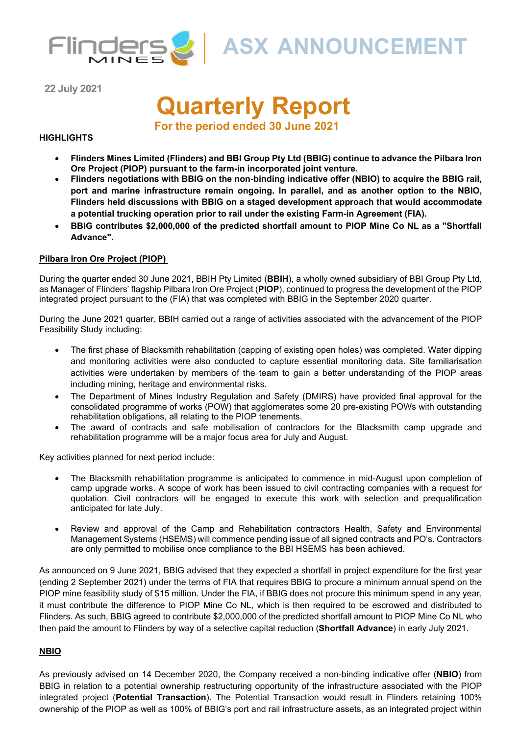Flinders MINES | ASX ANNOUNCEMENT

22 July 2021

# Quarterly Report

## For the period ended 30 June 2021

**HIGHLIGHTS**

- **Flinders Mines Limited (Flinders) and BBI Group Pty Ltd (BBIG) continue to advance the Pilbara Iron Ore Project (PIOP) pursuant to the farm-in incorporated joint venture.**
- **Flinders negotiations with BBIG on the non-binding indicative offer (NBIO) to acquire the BBIG rail, port and marine infrastructure remain ongoing. In parallel, and as another option to the NBIO, Flinders held discussions with BBIG on a staged development approach that would accommodate a potential trucking operation prior to rail under the existing Farm-in Agreement (FIA).**
- **BBIG contributes $2,000,000 of the predicted shortfall amount to PIOP Mine Co NL as a "Shortfall Advance".**

**Pilbara Iron Ore Project (PIOP)**

During the quarter ended 30 June 2021, BBIH Pty Limited (**BBIH**), a wholly owned subsidiary of BBI Group Pty Ltd, as Manager of Flinders' flagship Pilbara Iron Ore Project (**PIOP**), continued to progress the development of the PIOP integrated project pursuant to the (FIA) that was completed with BBIG in the September 2020 quarter.

During the June 2021 quarter, BBIH carried out a range of activities associated with the advancement of the PIOP Feasibility Study including:

- The first phase of Blacksmith rehabilitation (capping of existing open holes) was completed. Water dipping and monitoring activities were also conducted to capture essential monitoring data. Site familiarisation activities were undertaken by members of the team to gain a better understanding of the PIOP areas including mining, heritage and environmental risks.
- The Department of Mines Industry Regulation and Safety (DMIRS) have provided final approval for the consolidated programme of works (POW) that agglomerates some 20 pre-existing POWs with outstanding rehabilitation obligations, all relating to the PIOP tenements.
- The award of contracts and safe mobilisation of contractors for the Blacksmith camp upgrade and rehabilitation programme will be a major focus area for July and August.

Key activities planned for next period include:

- The Blacksmith rehabilitation programme is anticipated to commence in mid-August upon completion of camp upgrade works. A scope of work has been issued to civil contracting companies with a request for quotation. Civil contractors will be engaged to execute this work with selection and prequalification anticipated for late July.
- Review and approval of the Camp and Rehabilitation contractors Health, Safety and Environmental Management Systems (HSEMS) will commence pending issue of all signed contracts and PO's. Contractors are only permitted to mobilise once compliance to the BBI HSEMS has been achieved.

As announced on 9 June 2021, BBIG advised that they expected a shortfall in project expenditure for the first year (ending 2 September 2021) under the terms of FIA that requires BBIG to procure a minimum annual spend on the PIOP mine feasibility study of $15 million. Under the FIA, if BBIG does not procure this minimum spend in any year, it must contribute the difference to PIOP Mine Co NL, which is then required to be escrowed and distributed to Flinders. As such, BBIG agreed to contribute $2,000,000 of the predicted shortfall amount to PIOP Mine Co NL who then paid the amount to Flinders by way of a selective capital reduction (**Shortfall Advance**) in early July 2021.

**NBIO**

As previously advised on 14 December 2020, the Company received a non-binding indicative offer (**NBIO**) from BBIG in relation to a potential ownership restructuring opportunity of the infrastructure associated with the PIOP integrated project (**Potential Transaction**). The Potential Transaction would result in Flinders retaining 100% ownership of the PIOP as well as 100% of BBIG's port and rail infrastructure assets, as an integrated project within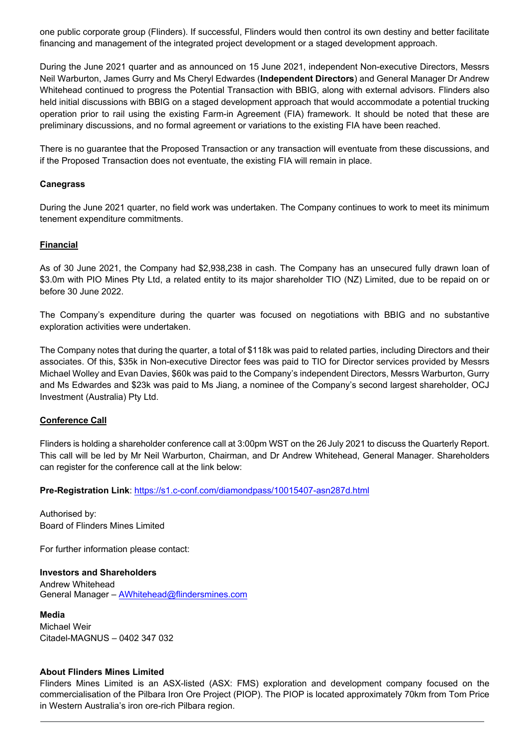one public corporate group (Flinders). If successful, Flinders would then control its own destiny and better facilitate financing and management of the integrated project development or a staged development approach.

During the June 2021 quarter and as announced on 15 June 2021, independent Non-executive Directors, Messrs Neil Warburton, James Gurry and Ms Cheryl Edwardes (**Independent Directors**) and General Manager Dr Andrew Whitehead continued to progress the Potential Transaction with BBIG, along with external advisors. Flinders also held initial discussions with BBIG on a staged development approach that would accommodate a potential trucking operation prior to rail using the existing Farm-in Agreement (FIA) framework. It should be noted that these are preliminary discussions, and no formal agreement or variations to the existing FIA have been reached.

There is no guarantee that the Proposed Transaction or any transaction will eventuate from these discussions, and if the Proposed Transaction does not eventuate, the existing FIA will remain in place.

**Canegrass**

During the June 2021 quarter, no field work was undertaken. The Company continues to work to meet its minimum tenement expenditure commitments.

**Financial**

As of 30 June 2021, the Company had $2,938,238 in cash. The Company has an unsecured fully drawn loan of $3.0m with PIO Mines Pty Ltd, a related entity to its major shareholder TIO (NZ) Limited, due to be repaid on or before 30 June 2022.

The Company's expenditure during the quarter was focused on negotiations with BBIG and no substantive exploration activities were undertaken.

The Company notes that during the quarter, a total of $118k was paid to related parties, including Directors and their associates. Of this, $35k in Non-executive Director fees was paid to TIO for Director services provided by Messrs Michael Wolley and Evan Davies, $60k was paid to the Company's independent Directors, Messrs Warburton, Gurry and Ms Edwardes and $23k was paid to Ms Jiang, a nominee of the Company's second largest shareholder, OCJ Investment (Australia) Pty Ltd.

**Conference Call**

Flinders is holding a shareholder conference call at 3:00pm WST on the 26 July 2021 to discuss the Quarterly Report. This call will be led by Mr Neil Warburton, Chairman, and Dr Andrew Whitehead, General Manager. Shareholders can register for the conference call at the link below:

**Pre-Registration Link**: https://s1.c-conf.com/diamondpass/10015407-asn287d.html

Authorised by:
Board of Flinders Mines Limited

For further information please contact:

**Investors and Shareholders**
Andrew Whitehead
General Manager – AWhitehead@flindersmines.com

**Media**
Michael Weir
Citadel-MAGNUS – 0402 347 032

**About Flinders Mines Limited**
Flinders Mines Limited is an ASX-listed (ASX: FMS) exploration and development company focused on the commercialisation of the Pilbara Iron Ore Project (PIOP). The PIOP is located approximately 70km from Tom Price in Western Australia's iron ore-rich Pilbara region.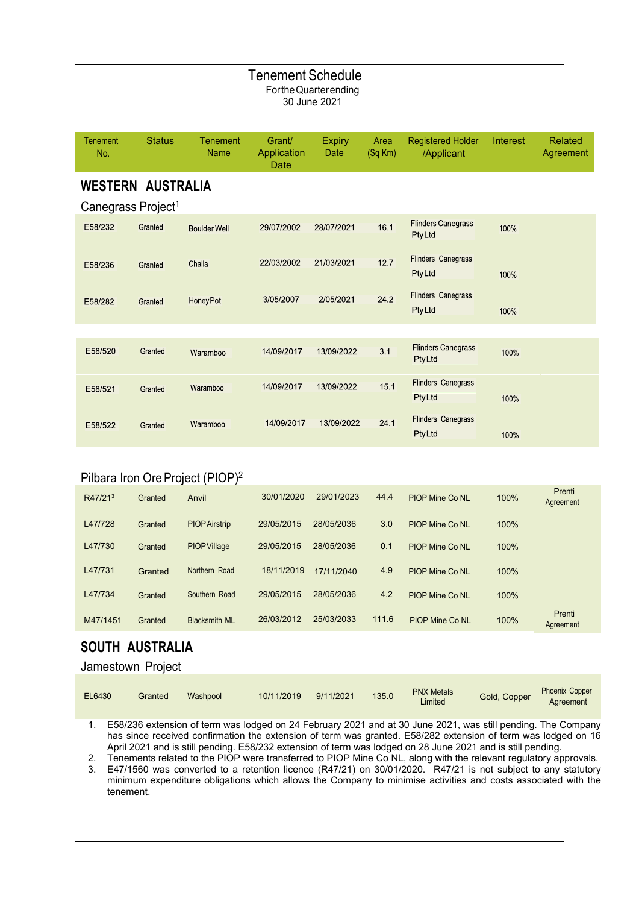# Tenement Schedule

For the Quarter ending
30 June 2021

| Tenement No. | Status | Tenement Name | Grant/ Application Date | Expiry Date | Area (Sq Km) | Registered Holder /Applicant | Interest | Related Agreement |
|---|---|---|---|---|---|---|---|---|
| **WESTERN AUSTRALIA** | | | | | | | | |
| Canegrass Project[1] | | | | | | | | |
| E58/232 | Granted | Boulder Well | 29/07/2002 | 28/07/2021 | 16.1 | Flinders Canegrass Pty Ltd | 100% | |
| E58/236 | Granted | Challa | 22/03/2002 | 21/03/2021 | 12.7 | Flinders Canegrass Pty Ltd | 100% | |
| E58/282 | Granted | Honey Pot | 3/05/2007 | 2/05/2021 | 24.2 | Flinders Canegrass Pty Ltd | 100% | |
| E58/520 | Granted | Waramboo | 14/09/2017 | 13/09/2022 | 3.1 | Flinders Canegrass Pty Ltd | 100% | |
| E58/521 | Granted | Waramboo | 14/09/2017 | 13/09/2022 | 15.1 | Flinders Canegrass Pty Ltd | 100% | |
| E58/522 | Granted | Waramboo | 14/09/2017 | 13/09/2022 | 24.1 | Flinders Canegrass Pty Ltd | 100% | |
| Pilbara Iron Ore Project (PIOP)[2] | | | | | | | | |
| R47/21[3] | Granted | Anvil | 30/01/2020 | 29/01/2023 | 44.4 | PIOP Mine Co NL | 100% | Prenti Agreement |
| L47/728 | Granted | PIOP Airstrip | 29/05/2015 | 28/05/2036 | 3.0 | PIOP Mine Co NL | 100% | |
| L47/730 | Granted | PIOP Village | 29/05/2015 | 28/05/2036 | 0.1 | PIOP Mine Co NL | 100% | |
| L47/731 | Granted | Northern Road | 18/11/2019 | 17/11/2040 | 4.9 | PIOP Mine Co NL | 100% | |
| L47/734 | Granted | Southern Road | 29/05/2015 | 28/05/2036 | 4.2 | PIOP Mine Co NL | 100% | |
| M47/1451 | Granted | Blacksmith ML | 26/03/2012 | 25/03/2033 | 111.6 | PIOP Mine Co NL | 100% | Prenti Agreement |
| **SOUTH AUSTRALIA** | | | | | | | | |
| Jamestown Project | | | | | | | | |
| EL6430 | Granted | Washpool | 10/11/2019 | 9/11/2021 | 135.0 | PNX Metals Limited | Gold, Copper | Phoenix Copper Agreement |

1. E58/236 extension of term was lodged on 24 February 2021 and at 30 June 2021, was still pending. The Company has since received confirmation the extension of term was granted. E58/282 extension of term was lodged on 16 April 2021 and is still pending. E58/232 extension of term was lodged on 28 June 2021 and is still pending.
2. Tenements related to the PIOP were transferred to PIOP Mine Co NL, along with the relevant regulatory approvals.
3. E47/1560 was converted to a retention licence (R47/21) on 30/01/2020. R47/21 is not subject to any statutory minimum expenditure obligations which allows the Company to minimise activities and costs associated with the tenement.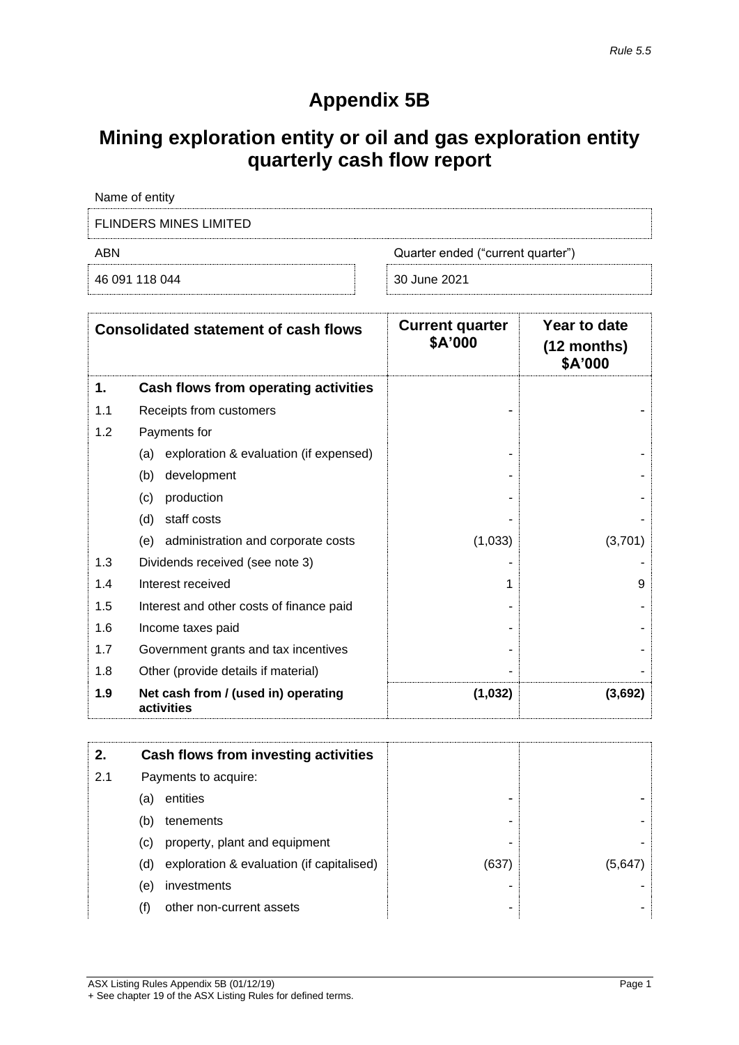*Rule 5.5*

# Appendix 5B

## Mining exploration entity or oil and gas exploration entity quarterly cash flow report

| Name of entity | |
|---|---|
| FLINDERS MINES LIMITED | |
| **ABN** | **Quarter ended ("current quarter")** |
| 46 091 118 044 | 30 June 2021 |

| | Consolidated statement of cash flows | Current quarter $A'000 | Year to date (12 months) $A'000 |
|---|---|---|---|
| **1.** | **Cash flows from operating activities** | | |
| 1.1 | Receipts from customers | - | - |
| 1.2 | Payments for | | |
| | (a) exploration & evaluation (if expensed) | - | - |
| | (b) development | - | - |
| | (c) production | - | - |
| | (d) staff costs | - | - |
| | (e) administration and corporate costs | (1,033) | (3,701) |
| 1.3 | Dividends received (see note 3) | - | - |
| 1.4 | Interest received | 1 | 9 |
| 1.5 | Interest and other costs of finance paid | - | - |
| 1.6 | Income taxes paid | - | - |
| 1.7 | Government grants and tax incentives | - | - |
| 1.8 | Other (provide details if material) | - | - |
| **1.9** | **Net cash from / (used in) operating activities** | **(1,032)** | **(3,692)** |

| | | | |
|---|---|---|---|
| **2.** | **Cash flows from investing activities** | | |
| 2.1 | Payments to acquire: | | |
| | (a) entities | - | - |
| | (b) tenements | - | - |
| | (c) property, plant and equipment | - | - |
| | (d) exploration & evaluation (if capitalised) | (637) | (5,647) |
| | (e) investments | - | - |
| | (f) other non-current assets | - | - |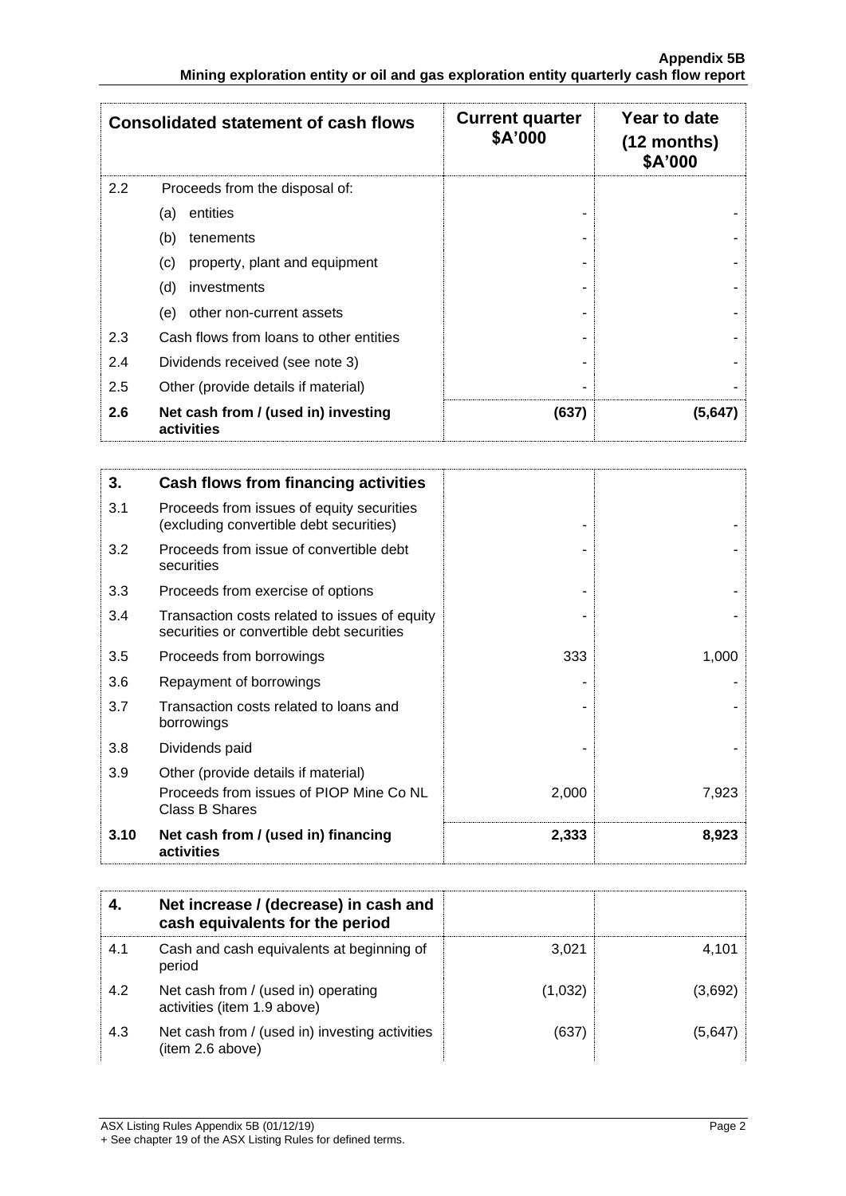| Consolidated statement of cash flows | | Current quarter $A'000 | Year to date (12 months) $A'000 |
|---|---|---|---|
| 2.2 | Proceeds from the disposal of: | | |
| | (a) entities | - | - |
| | (b) tenements | - | - |
| | (c) property, plant and equipment | - | - |
| | (d) investments | - | - |
| | (e) other non-current assets | - | - |
| 2.3 | Cash flows from loans to other entities | - | - |
| 2.4 | Dividends received (see note 3) | - | - |
| 2.5 | Other (provide details if material) | - | - |
| **2.6** | **Net cash from / (used in) investing activities** | **(637)** | **(5,647)** |

| **3.** | **Cash flows from financing activities** | | |
|---|---|---|---|
| 3.1 | Proceeds from issues of equity securities (excluding convertible debt securities) | - | - |
| 3.2 | Proceeds from issue of convertible debt securities | - | - |
| 3.3 | Proceeds from exercise of options | - | - |
| 3.4 | Transaction costs related to issues of equity securities or convertible debt securities | - | - |
| 3.5 | Proceeds from borrowings | 333 | 1,000 |
| 3.6 | Repayment of borrowings | - | - |
| 3.7 | Transaction costs related to loans and borrowings | - | - |
| 3.8 | Dividends paid | - | - |
| 3.9 | Other (provide details if material) Proceeds from issues of PIOP Mine Co NL Class B Shares | 2,000 | 7,923 |
| **3.10** | **Net cash from / (used in) financing activities** | **2,333** | **8,923** |

| **4.** | **Net increase / (decrease) in cash and cash equivalents for the period** | | |
|---|---|---|---|
| 4.1 | Cash and cash equivalents at beginning of period | 3,021 | 4,101 |
| 4.2 | Net cash from / (used in) operating activities (item 1.9 above) | (1,032) | (3,692) |
| 4.3 | Net cash from / (used in) investing activities (item 2.6 above) | (637) | (5,647) |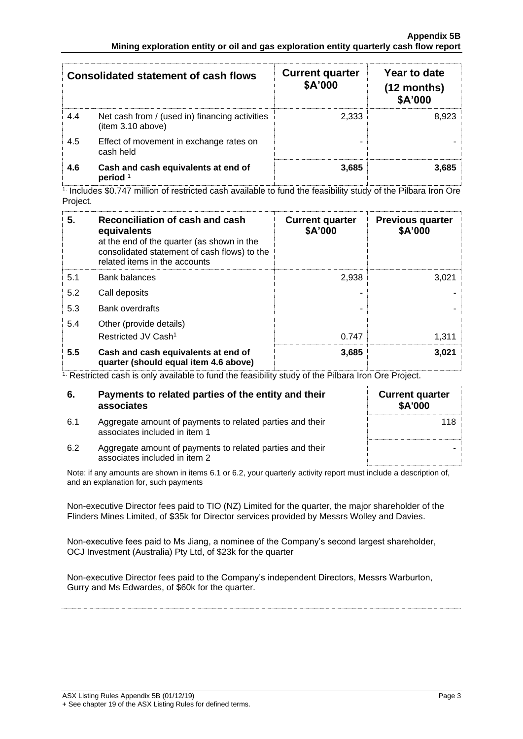| Consolidated statement of cash flows | | Current quarter $A'000 | Year to date (12 months) $A'000 |
|---|---|---|---|
| 4.4 | Net cash from / (used in) financing activities (item 3.10 above) | 2,333 | 8,923 |
| 4.5 | Effect of movement in exchange rates on cash held | - | - |
| **4.6** | **Cash and cash equivalents at end of period** [1] | **3,685** | **3,685** |

[1] Includes $0.747 million of restricted cash available to fund the feasibility study of the Pilbara Iron Ore Project.

| 5. | Reconciliation of cash and cash equivalents at the end of the quarter (as shown in the consolidated statement of cash flows) to the related items in the accounts | Current quarter $A'000 | Previous quarter $A'000 |
|---|---|---|---|
| 5.1 | Bank balances | 2,938 | 3,021 |
| 5.2 | Call deposits | - | - |
| 5.3 | Bank overdrafts | - | - |
| 5.4 | Other (provide details) Restricted JV Cash[1] | 0.747 | 1,311 |
| **5.5** | **Cash and cash equivalents at end of quarter (should equal item 4.6 above)** | **3,685** | **3,021** |

[1] Restricted cash is only available to fund the feasibility study of the Pilbara Iron Ore Project.

| 6. | Payments to related parties of the entity and their associates | Current quarter $A'000 |
|---|---|---|
| 6.1 | Aggregate amount of payments to related parties and their associates included in item 1 | 118 |
| 6.2 | Aggregate amount of payments to related parties and their associates included in item 2 | - |

Note: if any amounts are shown in items 6.1 or 6.2, your quarterly activity report must include a description of, and an explanation for, such payments

Non-executive Director fees paid to TIO (NZ) Limited for the quarter, the major shareholder of the Flinders Mines Limited, of $35k for Director services provided by Messrs Wolley and Davies.

Non-executive fees paid to Ms Jiang, a nominee of the Company's second largest shareholder, OCJ Investment (Australia) Pty Ltd, of $23k for the quarter

Non-executive Director fees paid to the Company's independent Directors, Messrs Warburton, Gurry and Ms Edwardes, of $60k for the quarter.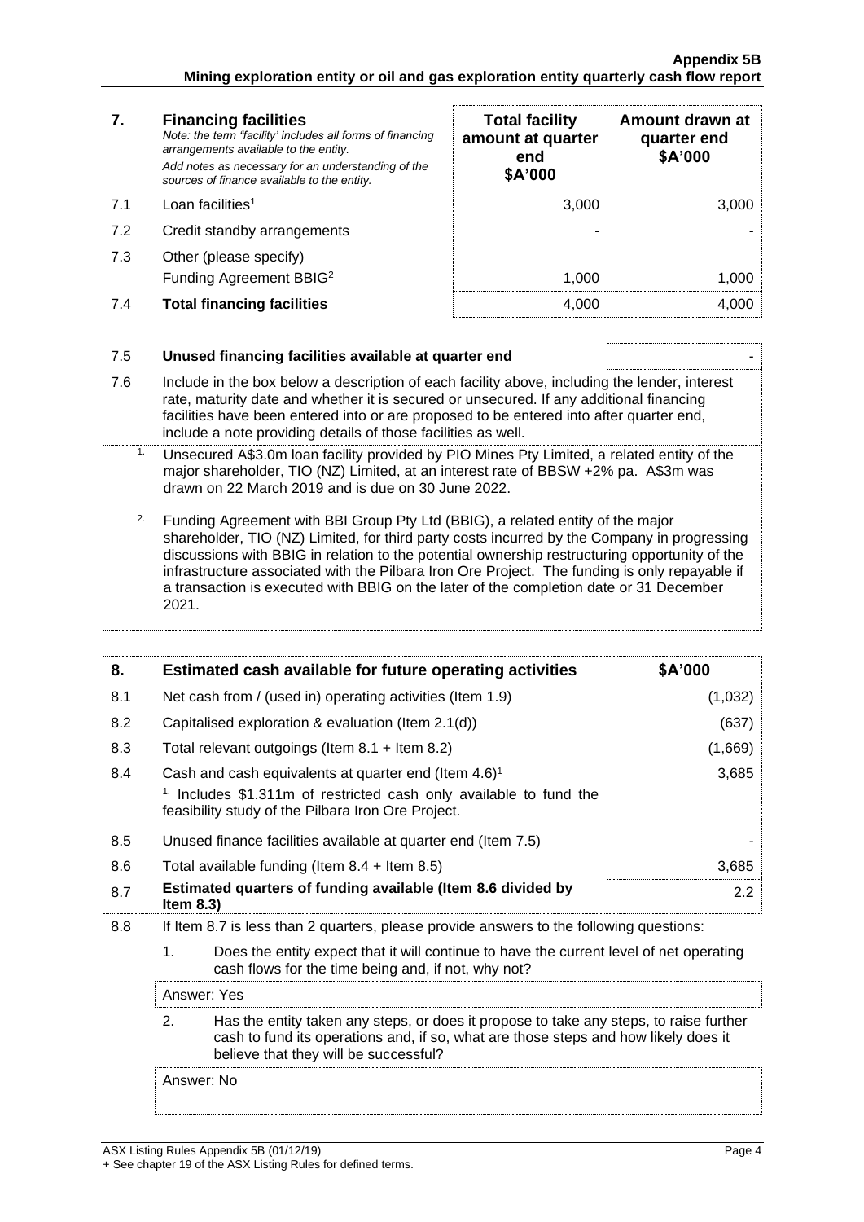| 7. | **Financing facilities** *Note: the term "facility' includes all forms of financing arrangements available to the entity.* *Add notes as necessary for an understanding of the sources of finance available to the entity.* | **Total facility amount at quarter end \$A'000** | **Amount drawn at quarter end \$A'000** |
|---|---|---|---|
| 7.1 | Loan facilities[1] | 3,000 | 3,000 |
| 7.2 | Credit standby arrangements | - | - |
| 7.3 | Other (please specify) Funding Agreement BBIG[2] | 1,000 | 1,000 |
| 7.4 | **Total financing facilities** | 4,000 | 4,000 |

| | | |
|---|---|---|
| 7.5 | **Unused financing facilities available at quarter end** | - |

7.6 Include in the box below a description of each facility above, including the lender, interest rate, maturity date and whether it is secured or unsecured. If any additional financing facilities have been entered into or are proposed to be entered into after quarter end, include a note providing details of those facilities as well.

1. Unsecured A\$3.0m loan facility provided by PIO Mines Pty Limited, a related entity of the major shareholder, TIO (NZ) Limited, at an interest rate of BBSW +2% pa. A\$3m was drawn on 22 March 2019 and is due on 30 June 2022.

2. Funding Agreement with BBI Group Pty Ltd (BBIG), a related entity of the major shareholder, TIO (NZ) Limited, for third party costs incurred by the Company in progressing discussions with BBIG in relation to the potential ownership restructuring opportunity of the infrastructure associated with the Pilbara Iron Ore Project. The funding is only repayable if a transaction is executed with BBIG on the later of the completion date or 31 December 2021.

| 8. | **Estimated cash available for future operating activities** | **\$A'000** |
|---|---|---|
| 8.1 | Net cash from / (used in) operating activities (Item 1.9) | (1,032) |
| 8.2 | Capitalised exploration & evaluation (Item 2.1(d)) | (637) |
| 8.3 | Total relevant outgoings (Item 8.1 + Item 8.2) | (1,669) |
| 8.4 | Cash and cash equivalents at quarter end (Item 4.6)[1] [1] Includes \$1.311m of restricted cash only available to fund the feasibility study of the Pilbara Iron Ore Project. | 3,685 |
| 8.5 | Unused finance facilities available at quarter end (Item 7.5) | - |
| 8.6 | Total available funding (Item 8.4 + Item 8.5) | 3,685 |
| 8.7 | **Estimated quarters of funding available (Item 8.6 divided by Item 8.3)** | 2.2 |

8.8 If Item 8.7 is less than 2 quarters, please provide answers to the following questions:

1. Does the entity expect that it will continue to have the current level of net operating cash flows for the time being and, if not, why not?

Answer: Yes

2. Has the entity taken any steps, or does it propose to take any steps, to raise further cash to fund its operations and, if so, what are those steps and how likely does it believe that they will be successful?

Answer: No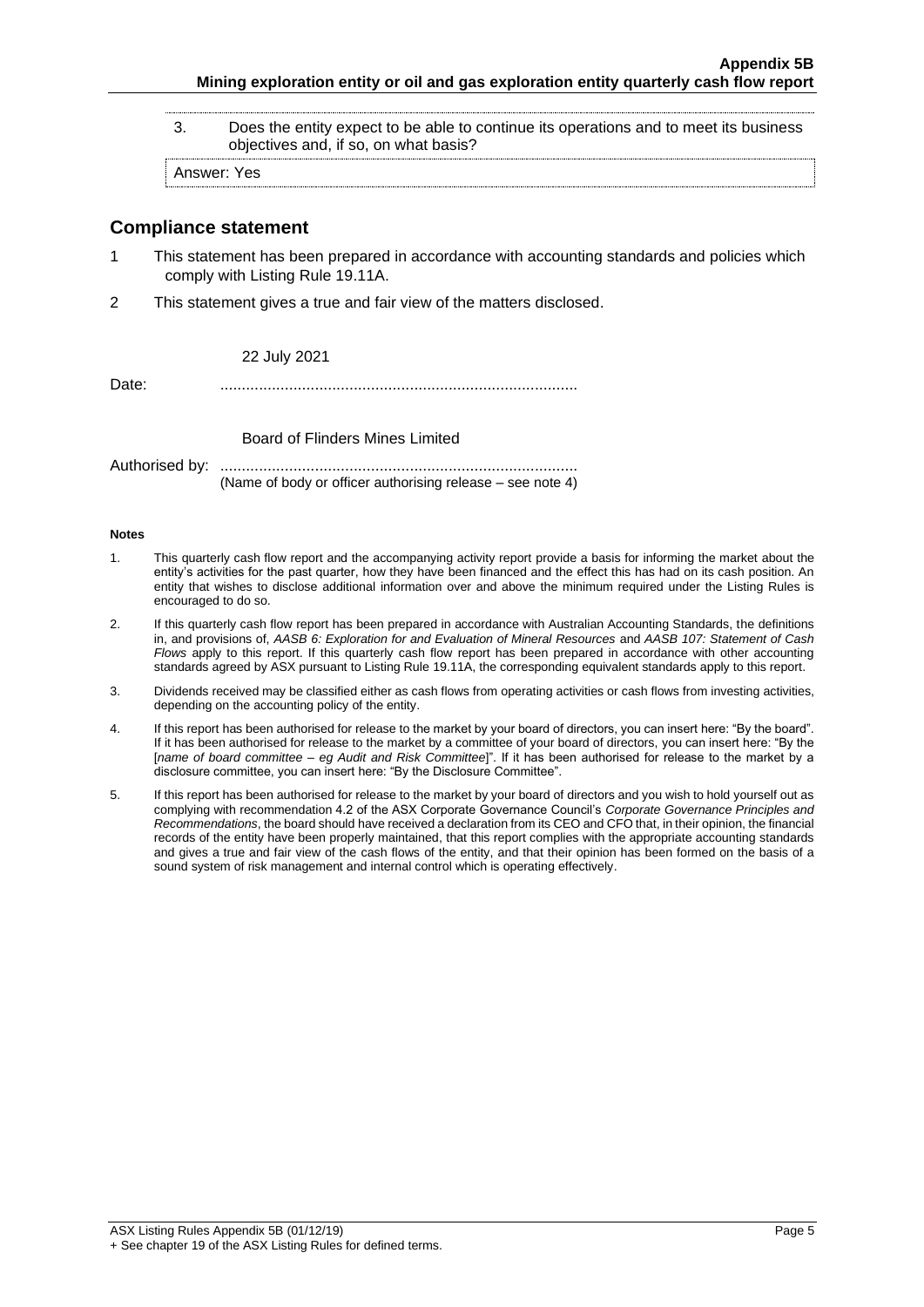3. Does the entity expect to be able to continue its operations and to meet its business objectives and, if so, on what basis?

Answer: Yes

## Compliance statement

1 This statement has been prepared in accordance with accounting standards and policies which comply with Listing Rule 19.11A.

2 This statement gives a true and fair view of the matters disclosed.

Date: 22 July 2021

Authorised by: Board of Flinders Mines Limited
(Name of body or officer authorising release – see note 4)

**Notes**

1. This quarterly cash flow report and the accompanying activity report provide a basis for informing the market about the entity's activities for the past quarter, how they have been financed and the effect this has had on its cash position. An entity that wishes to disclose additional information over and above the minimum required under the Listing Rules is encouraged to do so.
2. If this quarterly cash flow report has been prepared in accordance with Australian Accounting Standards, the definitions in, and provisions of, *AASB 6: Exploration for and Evaluation of Mineral Resources* and *AASB 107: Statement of Cash Flows* apply to this report. If this quarterly cash flow report has been prepared in accordance with other accounting standards agreed by ASX pursuant to Listing Rule 19.11A, the corresponding equivalent standards apply to this report.
3. Dividends received may be classified either as cash flows from operating activities or cash flows from investing activities, depending on the accounting policy of the entity.
4. If this report has been authorised for release to the market by your board of directors, you can insert here: "By the board". If it has been authorised for release to the market by a committee of your board of directors, you can insert here: "By the [*name of board committee – eg Audit and Risk Committee*]". If it has been authorised for release to the market by a disclosure committee, you can insert here: "By the Disclosure Committee".
5. If this report has been authorised for release to the market by your board of directors and you wish to hold yourself out as complying with recommendation 4.2 of the ASX Corporate Governance Council's *Corporate Governance Principles and Recommendations*, the board should have received a declaration from its CEO and CFO that, in their opinion, the financial records of the entity have been properly maintained, that this report complies with the appropriate accounting standards and gives a true and fair view of the cash flows of the entity, and that their opinion has been formed on the basis of a sound system of risk management and internal control which is operating effectively.